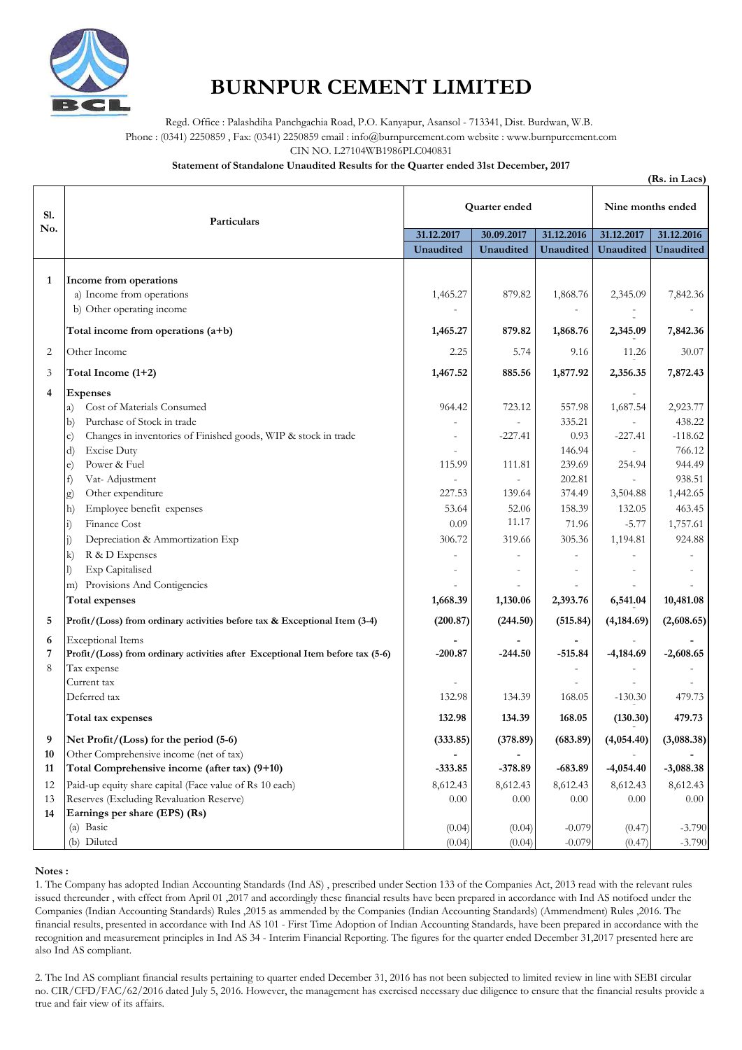# BURNPUR CEMENT LIMITED

Regd. Office : Palashdiha Panchgachia Road, P.O. Kanyapur, Asansol - 713341, Dist. Burdwan, W.B.
Phone : (0341) 2250859 , Fax: (0341) 2250859 email : info@burnpurcement.com website : www.burnpurcement.com
CIN NO. L27104WB1986PLC040831

**Statement of Standalone Unaudited Results for the Quarter ended 31st December, 2017**

**(Rs. in Lacs)**

| Sl. No. | Particulars | Quarter ended | | | Nine months ended | |
|---|---|---|---|---|---|---|
| | | 31.12.2017 | 30.09.2017 | 31.12.2016 | 31.12.2017 | 31.12.2016 |
| | | Unaudited | Unaudited | Unaudited | Unaudited | Unaudited |
| **1** | **Income from operations** | | | | | |
| | a) Income from operations | 1,465.27 | 879.82 | 1,868.76 | 2,345.09 | 7,842.36 |
| | b) Other operating income | - | | - | - | - |
| | **Total income from operations (a+b)** | **1,465.27** | **879.82** | **1,868.76** | **2,345.09** | **7,842.36** |
| 2 | Other Income | 2.25 | 5.74 | 9.16 | 11.26 | 30.07 |
| 3 | **Total Income (1+2)** | **1,467.52** | **885.56** | **1,877.92** | **2,356.35** | **7,872.43** |
| **4** | **Expenses** | | | | - | |
| | a) Cost of Materials Consumed | 964.42 | 723.12 | 557.98 | 1,687.54 | 2,923.77 |
| | b) Purchase of Stock in trade | - | - | 335.21 | - | 438.22 |
| | c) Changes in inventories of Finished goods, WIP & stock in trade | - | -227.41 | 0.93 | -227.41 | -118.62 |
| | d) Excise Duty | - | | 146.94 | - | 766.12 |
| | e) Power & Fuel | 115.99 | 111.81 | 239.69 | 254.94 | 944.49 |
| | f) Vat- Adjustment | - | - | 202.81 | - | 938.51 |
| | g) Other expenditure | 227.53 | 139.64 | 374.49 | 3,504.88 | 1,442.65 |
| | h) Employee benefit expenses | 53.64 | 52.06 | 158.39 | 132.05 | 463.45 |
| | i) Finance Cost | 0.09 | 11.17 | 71.96 | -5.77 | 1,757.61 |
| | j) Depreciation & Ammortization Exp | 306.72 | 319.66 | 305.36 | 1,194.81 | 924.88 |
| | k) R & D Expenses | - | - | - | - | - |
| | l) Exp Capitalised | - | - | - | - | - |
| | m) Provisions And Contigencies | - | - | - | - | - |
| | **Total expenses** | **1,668.39** | **1,130.06** | **2,393.76** | **6,541.04** | **10,481.08** |
| **5** | **Profit/(Loss) from ordinary activities before tax & Exceptional Item (3-4)** | **(200.87)** | **(244.50)** | **(515.84)** | **(4,184.69)** | **(2,608.65)** |
| **6** | Exceptional Items | **-** | **-** | **-** | - | **-** |
| **7** | **Profit/(Loss) from ordinary activities after Exceptional Item before tax (5-6)** | **-200.87** | **-244.50** | **-515.84** | **-4,184.69** | **-2,608.65** |
| 8 | Tax expense | | | - | - | - |
| | Current tax | - | | - | - | - |
| | Deferred tax | 132.98 | 134.39 | 168.05 | -130.30 | 479.73 |
| | **Total tax expenses** | **132.98** | **134.39** | **168.05** | **(130.30)** | **479.73** |
| **9** | **Net Profit/(Loss) for the period (5-6)** | **(333.85)** | **(378.89)** | **(683.89)** | **(4,054.40)** | **(3,088.38)** |
| **10** | Other Comprehensive income (net of tax) | **-** | **-** | | - | **-** |
| **11** | **Total Comprehensive income (after tax) (9+10)** | **-333.85** | **-378.89** | **-683.89** | **-4,054.40** | **-3,088.38** |
| 12 | Paid-up equity share capital (Face value of Rs 10 each) | 8,612.43 | 8,612.43 | 8,612.43 | 8,612.43 | 8,612.43 |
| 13 | Reserves (Excluding Revaluation Reserve) | 0.00 | 0.00 | 0.00 | 0.00 | 0.00 |
| **14** | **Earnings per share (EPS) (Rs)** | | | | | |
| | (a) Basic | (0.04) | (0.04) | -0.079 | (0.47) | -3.790 |
| | (b) Diluted | (0.04) | (0.04) | -0.079 | (0.47) | -3.790 |

**Notes :**

1. The Company has adopted Indian Accounting Standards (Ind AS) , prescribed under Section 133 of the Companies Act, 2013 read with the relevant rules issued thereunder , with effect from April 01 ,2017 and accordingly these financial results have been prepared in accordance with Ind AS notifoed under the Companies (Indian Accounting Standards) Rules ,2015 as ammended by the Companies (Indian Accounting Standards) (Ammendment) Rules ,2016. The financial results, presented in accordance with Ind AS 101 - First Time Adoption of Indian Accounting Standards, have been prepared in accordance with the recognition and measurement principles in Ind AS 34 - Interim Financial Reporting. The figures for the quarter ended December 31,2017 presented here are also Ind AS compliant.

2. The Ind AS compliant financial results pertaining to quarter ended December 31, 2016 has not been subjected to limited review in line with SEBI circular no. CIR/CFD/FAC/62/2016 dated July 5, 2016. However, the management has exercised necessary due diligence to ensure that the financial results provide a true and fair view of its affairs.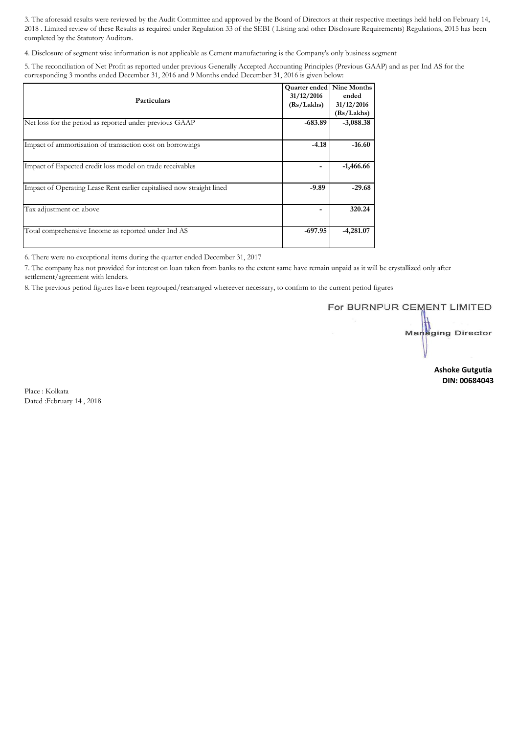3. The aforesaid results were reviewed by the Audit Committee and approved by the Board of Directors at their respective meetings held held on February 14, 2018 . Limited review of these Results as required under Regulation 33 of the SEBI ( Listing and other Disclosure Requirements) Regulations, 2015 has been completed by the Statutory Auditors.

4. Disclosure of segment wise information is not applicable as Cement manufacturing is the Company's only business segment

5. The reconciliation of Net Profit as reported under previous Generally Accepted Accounting Principles (Previous GAAP) and as per Ind AS for the corresponding 3 months ended December 31, 2016 and 9 Months ended December 31, 2016 is given below:

| Particulars | Quarter ended 31/12/2016 (Rs/Lakhs) | Nine Months ended 31/12/2016 (Rs/Lakhs) |
|---|---|---|
| Net loss for the period as reported under previous GAAP | -683.89 | -3,088.38 |
| Impact of ammortisation of transaction cost on borrowings | -4.18 | -16.60 |
| Impact of Expected credit loss model on trade receivables | - | -1,466.66 |
| Impact of Operating Lease Rent earlier capitalised now straight lined | -9.89 | -29.68 |
| Tax adjustment on above | - | 320.24 |
| Total comprehensive Income as reported under Ind AS | -697.95 | -4,281.07 |

6. There were no exceptional items during the quarter ended December 31, 2017

7. The company has not provided for interest on loan taken from banks to the extent same have remain unpaid as it will be crystallized only after settlement/agreement with lenders.

8. The previous period figures have been regrouped/rearranged whereever necessary, to confirm to the current period figures

For BURNPUR CEMENT LIMITED

Managing Director

**Ashoke Gutgutia**
**DIN: 00684043**

Place : Kolkata
Dated :February 14 , 2018